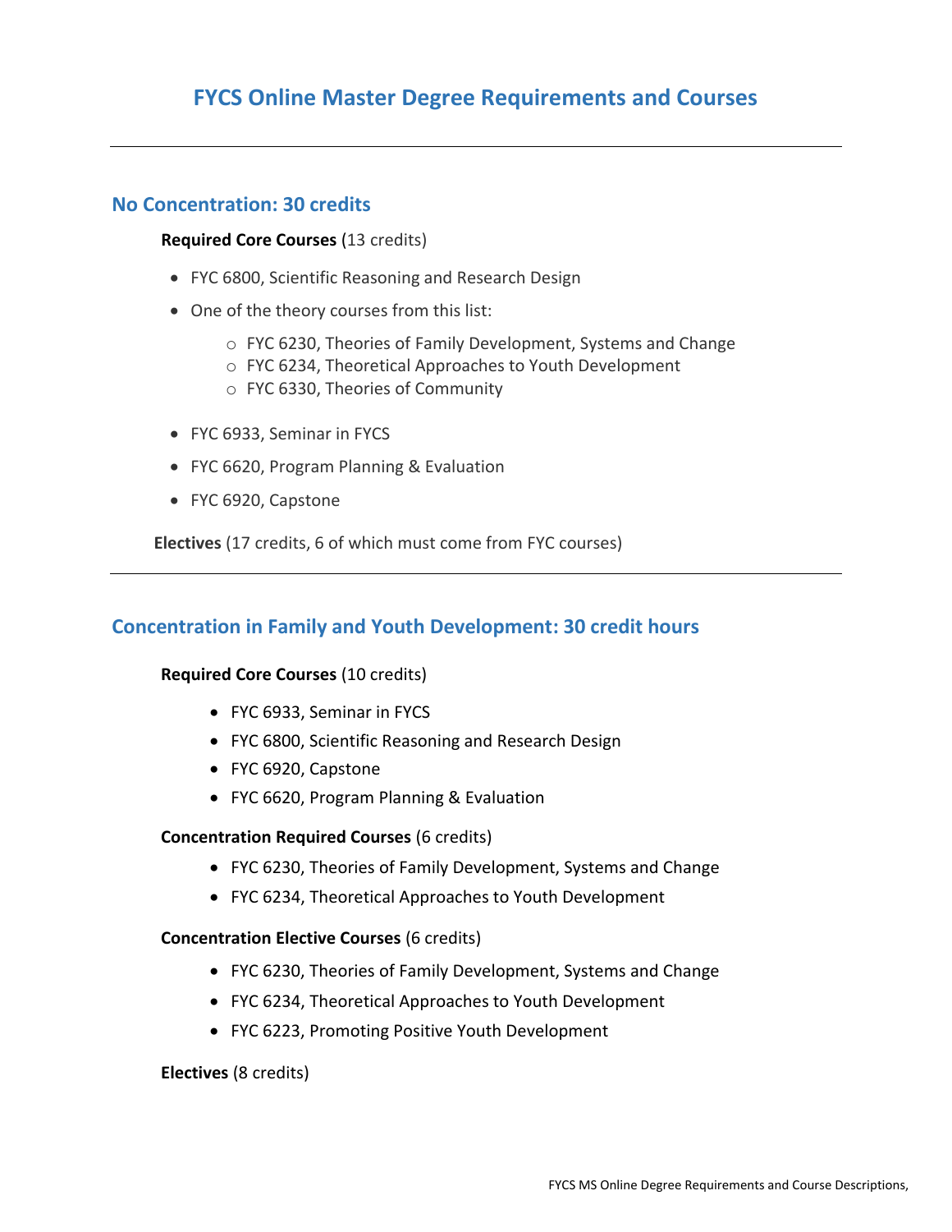# FYCS Online Master Degree Requirements and Courses

---

## No Concentration: 30 credits

**Required Core Courses** (13 credits)

- FYC 6800, Scientific Reasoning and Research Design
- One of the theory courses from this list:
  - FYC 6230, Theories of Family Development, Systems and Change
  - FYC 6234, Theoretical Approaches to Youth Development
  - FYC 6330, Theories of Community
- FYC 6933, Seminar in FYCS
- FYC 6620, Program Planning & Evaluation
- FYC 6920, Capstone

**Electives** (17 credits, 6 of which must come from FYC courses)

---

## Concentration in Family and Youth Development: 30 credit hours

**Required Core Courses** (10 credits)

- FYC 6933, Seminar in FYCS
- FYC 6800, Scientific Reasoning and Research Design
- FYC 6920, Capstone
- FYC 6620, Program Planning & Evaluation

**Concentration Required Courses** (6 credits)

- FYC 6230, Theories of Family Development, Systems and Change
- FYC 6234, Theoretical Approaches to Youth Development

**Concentration Elective Courses** (6 credits)

- FYC 6230, Theories of Family Development, Systems and Change
- FYC 6234, Theoretical Approaches to Youth Development
- FYC 6223, Promoting Positive Youth Development

**Electives** (8 credits)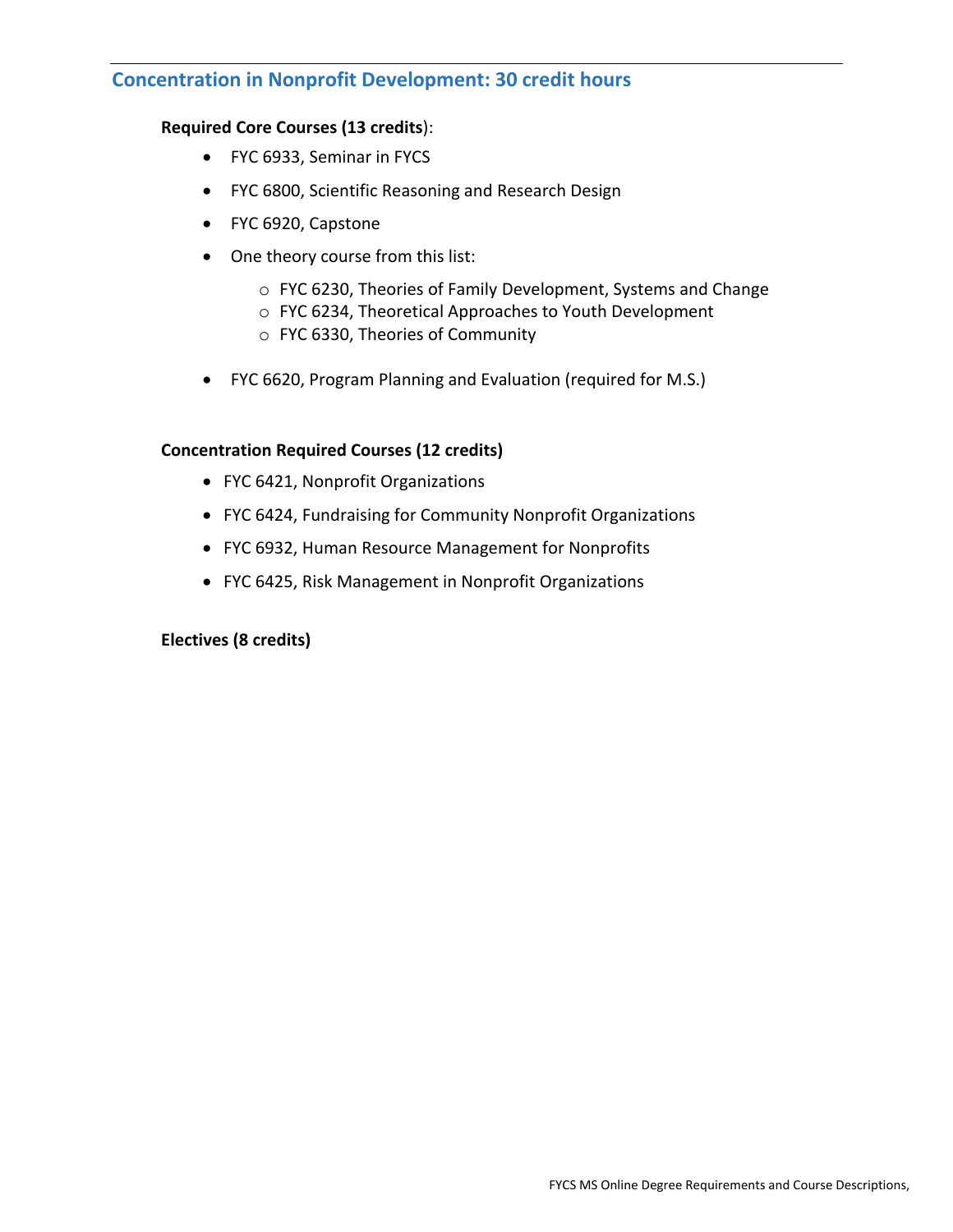## Concentration in Nonprofit Development: 30 credit hours

**Required Core Courses (13 credits)**:

- FYC 6933, Seminar in FYCS
- FYC 6800, Scientific Reasoning and Research Design
- FYC 6920, Capstone
- One theory course from this list:
  - FYC 6230, Theories of Family Development, Systems and Change
  - FYC 6234, Theoretical Approaches to Youth Development
  - FYC 6330, Theories of Community
- FYC 6620, Program Planning and Evaluation (required for M.S.)

**Concentration Required Courses (12 credits)**

- FYC 6421, Nonprofit Organizations
- FYC 6424, Fundraising for Community Nonprofit Organizations
- FYC 6932, Human Resource Management for Nonprofits
- FYC 6425, Risk Management in Nonprofit Organizations

**Electives (8 credits)**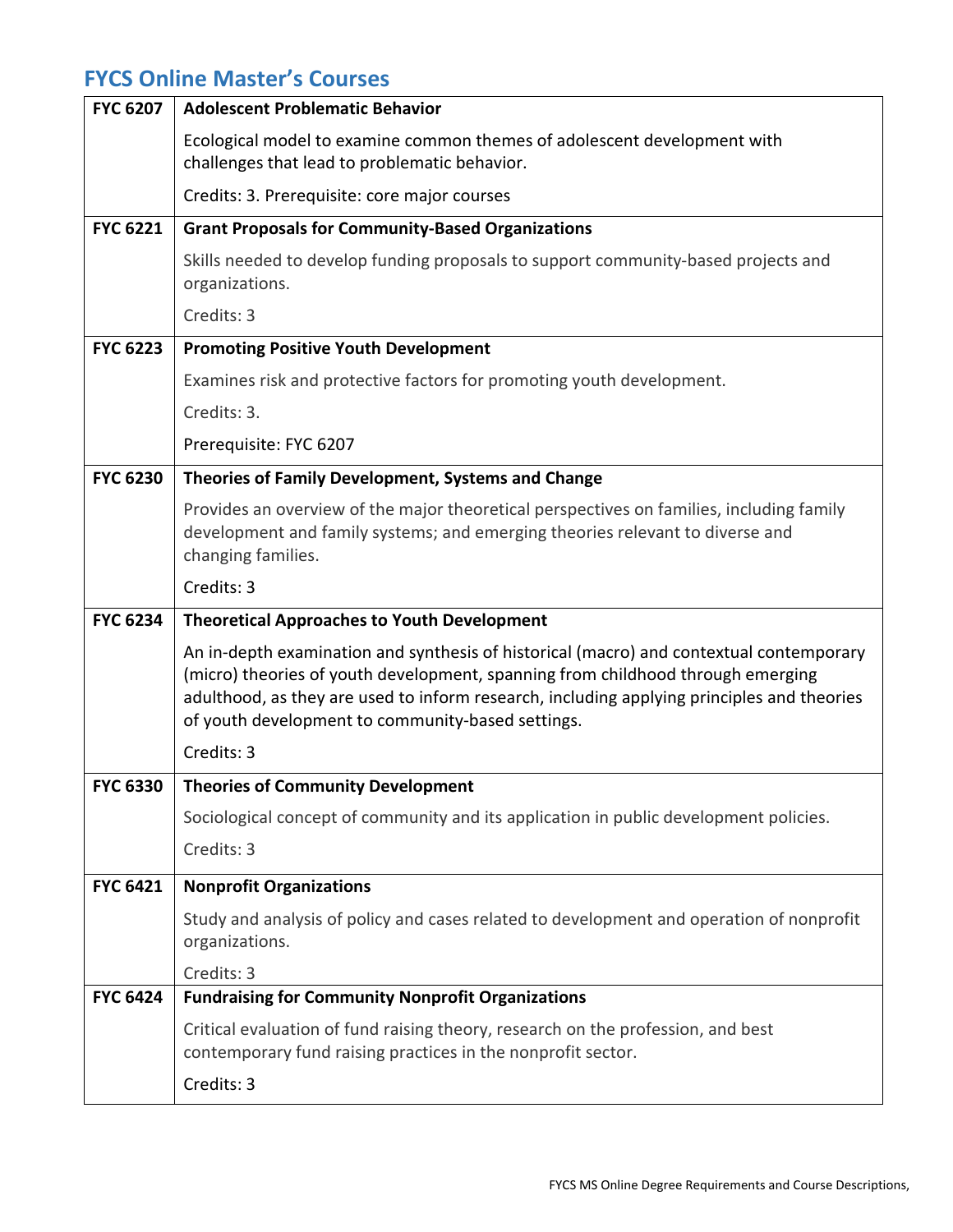## FYCS Online Master's Courses

| | |
|---|---|
| **FYC 6207** | **Adolescent Problematic Behavior**<br><br>Ecological model to examine common themes of adolescent development with challenges that lead to problematic behavior.<br><br>Credits: 3. Prerequisite: core major courses |
| **FYC 6221** | **Grant Proposals for Community-Based Organizations**<br><br>Skills needed to develop funding proposals to support community-based projects and organizations.<br><br>Credits: 3 |
| **FYC 6223** | **Promoting Positive Youth Development**<br><br>Examines risk and protective factors for promoting youth development.<br><br>Credits: 3.<br><br>Prerequisite: FYC 6207 |
| **FYC 6230** | **Theories of Family Development, Systems and Change**<br><br>Provides an overview of the major theoretical perspectives on families, including family development and family systems; and emerging theories relevant to diverse and changing families.<br><br>Credits: 3 |
| **FYC 6234** | **Theoretical Approaches to Youth Development**<br><br>An in-depth examination and synthesis of historical (macro) and contextual contemporary (micro) theories of youth development, spanning from childhood through emerging adulthood, as they are used to inform research, including applying principles and theories of youth development to community-based settings.<br><br>Credits: 3 |
| **FYC 6330** | **Theories of Community Development**<br><br>Sociological concept of community and its application in public development policies.<br><br>Credits: 3 |
| **FYC 6421** | **Nonprofit Organizations**<br><br>Study and analysis of policy and cases related to development and operation of nonprofit organizations.<br><br>Credits: 3 |
| **FYC 6424** | **Fundraising for Community Nonprofit Organizations**<br><br>Critical evaluation of fund raising theory, research on the profession, and best contemporary fund raising practices in the nonprofit sector.<br><br>Credits: 3 |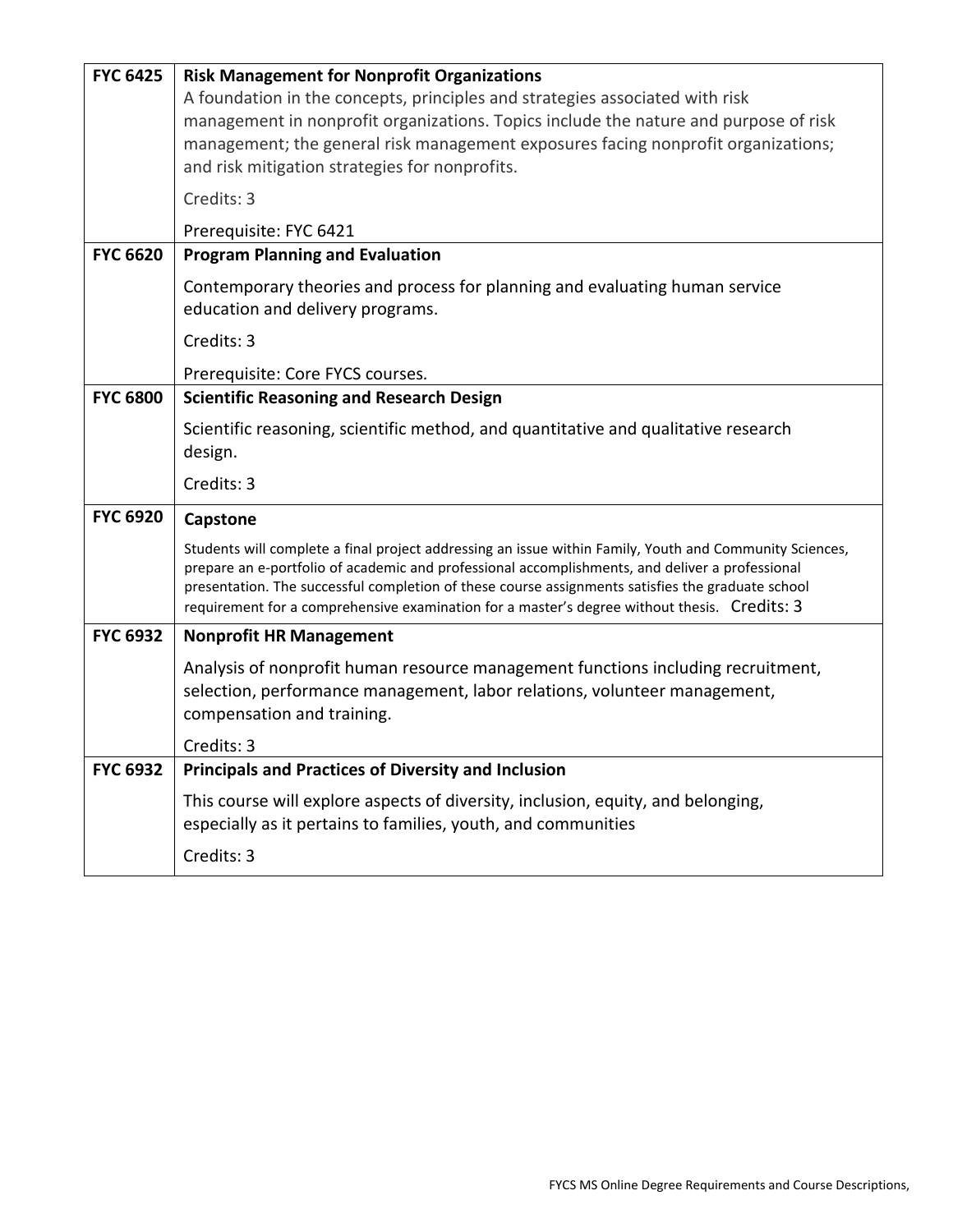| | |
|---|---|
| **FYC 6425** | **Risk Management for Nonprofit Organizations**<br>A foundation in the concepts, principles and strategies associated with risk management in nonprofit organizations. Topics include the nature and purpose of risk management; the general risk management exposures facing nonprofit organizations; and risk mitigation strategies for nonprofits.<br>Credits: 3<br>Prerequisite: FYC 6421 |
| **FYC 6620** | **Program Planning and Evaluation**<br>Contemporary theories and process for planning and evaluating human service education and delivery programs.<br>Credits: 3<br>Prerequisite: Core FYCS courses. |
| **FYC 6800** | **Scientific Reasoning and Research Design**<br>Scientific reasoning, scientific method, and quantitative and qualitative research design.<br>Credits: 3 |
| **FYC 6920** | **Capstone**<br>Students will complete a final project addressing an issue within Family, Youth and Community Sciences, prepare an e-portfolio of academic and professional accomplishments, and deliver a professional presentation. The successful completion of these course assignments satisfies the graduate school requirement for a comprehensive examination for a master's degree without thesis. Credits: 3 |
| **FYC 6932** | **Nonprofit HR Management**<br>Analysis of nonprofit human resource management functions including recruitment, selection, performance management, labor relations, volunteer management, compensation and training.<br>Credits: 3 |
| **FYC 6932** | **Principals and Practices of Diversity and Inclusion**<br>This course will explore aspects of diversity, inclusion, equity, and belonging, especially as it pertains to families, youth, and communities<br>Credits: 3 |